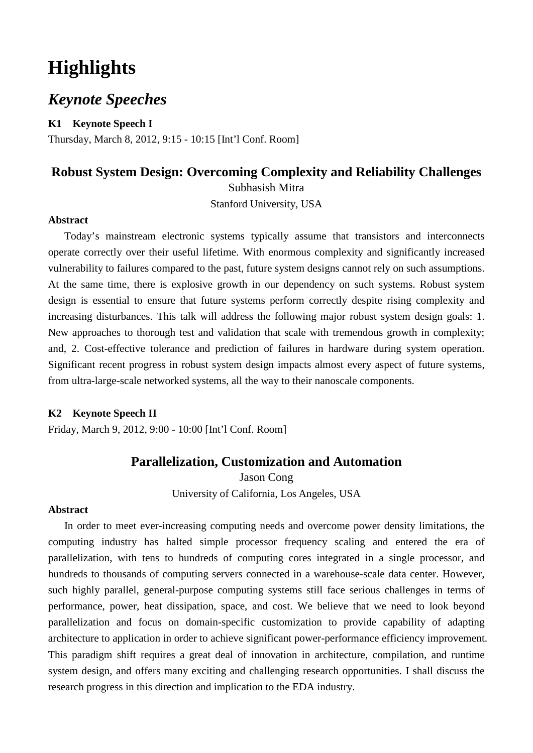# Highlights

## *Keynote Speeches*

**K1 Keynote Speech I**

Thursday, March 8, 2012, 9:15 - 10:15 [Int'l Conf. Room]

### Robust System Design: Overcoming Complexity and Reliability Challenges

Subhasish Mitra

Stanford University, USA

**Abstract**

Today's mainstream electronic systems typically assume that transistors and interconnects operate correctly over their useful lifetime. With enormous complexity and significantly increased vulnerability to failures compared to the past, future system designs cannot rely on such assumptions. At the same time, there is explosive growth in our dependency on such systems. Robust system design is essential to ensure that future systems perform correctly despite rising complexity and increasing disturbances. This talk will address the following major robust system design goals: 1. New approaches to thorough test and validation that scale with tremendous growth in complexity; and, 2. Cost-effective tolerance and prediction of failures in hardware during system operation. Significant recent progress in robust system design impacts almost every aspect of future systems, from ultra-large-scale networked systems, all the way to their nanoscale components.

**K2 Keynote Speech II**

Friday, March 9, 2012, 9:00 - 10:00 [Int'l Conf. Room]

### Parallelization, Customization and Automation

Jason Cong

University of California, Los Angeles, USA

**Abstract**

In order to meet ever-increasing computing needs and overcome power density limitations, the computing industry has halted simple processor frequency scaling and entered the era of parallelization, with tens to hundreds of computing cores integrated in a single processor, and hundreds to thousands of computing servers connected in a warehouse-scale data center. However, such highly parallel, general-purpose computing systems still face serious challenges in terms of performance, power, heat dissipation, space, and cost. We believe that we need to look beyond parallelization and focus on domain-specific customization to provide capability of adapting architecture to application in order to achieve significant power-performance efficiency improvement. This paradigm shift requires a great deal of innovation in architecture, compilation, and runtime system design, and offers many exciting and challenging research opportunities. I shall discuss the research progress in this direction and implication to the EDA industry.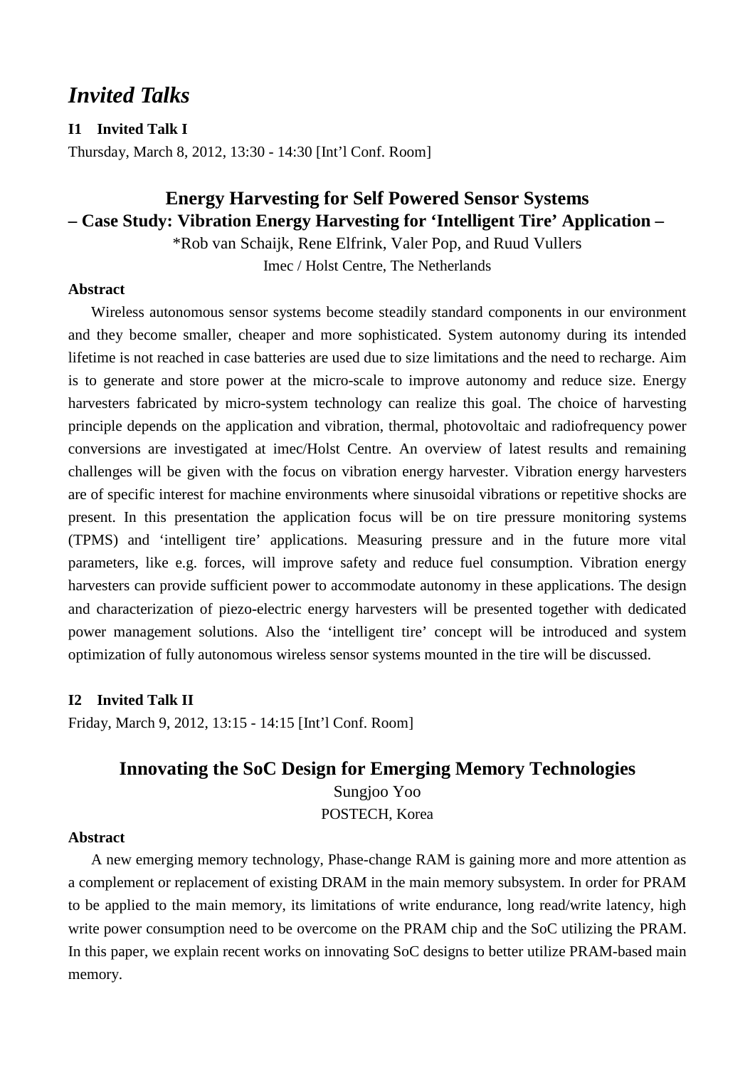# *Invited Talks*

**I1 Invited Talk I**

Thursday, March 8, 2012, 13:30 - 14:30 [Int'l Conf. Room]

## Energy Harvesting for Self Powered Sensor Systems – Case Study: Vibration Energy Harvesting for 'Intelligent Tire' Application –

*Rob van Schaijk, Rene Elfrink, Valer Pop, and Ruud Vullers

Imec / Holst Centre, The Netherlands

**Abstract**

Wireless autonomous sensor systems become steadily standard components in our environment and they become smaller, cheaper and more sophisticated. System autonomy during its intended lifetime is not reached in case batteries are used due to size limitations and the need to recharge. Aim is to generate and store power at the micro-scale to improve autonomy and reduce size. Energy harvesters fabricated by micro-system technology can realize this goal. The choice of harvesting principle depends on the application and vibration, thermal, photovoltaic and radiofrequency power conversions are investigated at imec/Holst Centre. An overview of latest results and remaining challenges will be given with the focus on vibration energy harvester. Vibration energy harvesters are of specific interest for machine environments where sinusoidal vibrations or repetitive shocks are present. In this presentation the application focus will be on tire pressure monitoring systems (TPMS) and 'intelligent tire' applications. Measuring pressure and in the future more vital parameters, like e.g. forces, will improve safety and reduce fuel consumption. Vibration energy harvesters can provide sufficient power to accommodate autonomy in these applications. The design and characterization of piezo-electric energy harvesters will be presented together with dedicated power management solutions. Also the 'intelligent tire' concept will be introduced and system optimization of fully autonomous wireless sensor systems mounted in the tire will be discussed.

**I2 Invited Talk II**

Friday, March 9, 2012, 13:15 - 14:15 [Int'l Conf. Room]

## Innovating the SoC Design for Emerging Memory Technologies

Sungjoo Yoo

POSTECH, Korea

**Abstract**

A new emerging memory technology, Phase-change RAM is gaining more and more attention as a complement or replacement of existing DRAM in the main memory subsystem. In order for PRAM to be applied to the main memory, its limitations of write endurance, long read/write latency, high write power consumption need to be overcome on the PRAM chip and the SoC utilizing the PRAM. In this paper, we explain recent works on innovating SoC designs to better utilize PRAM-based main memory.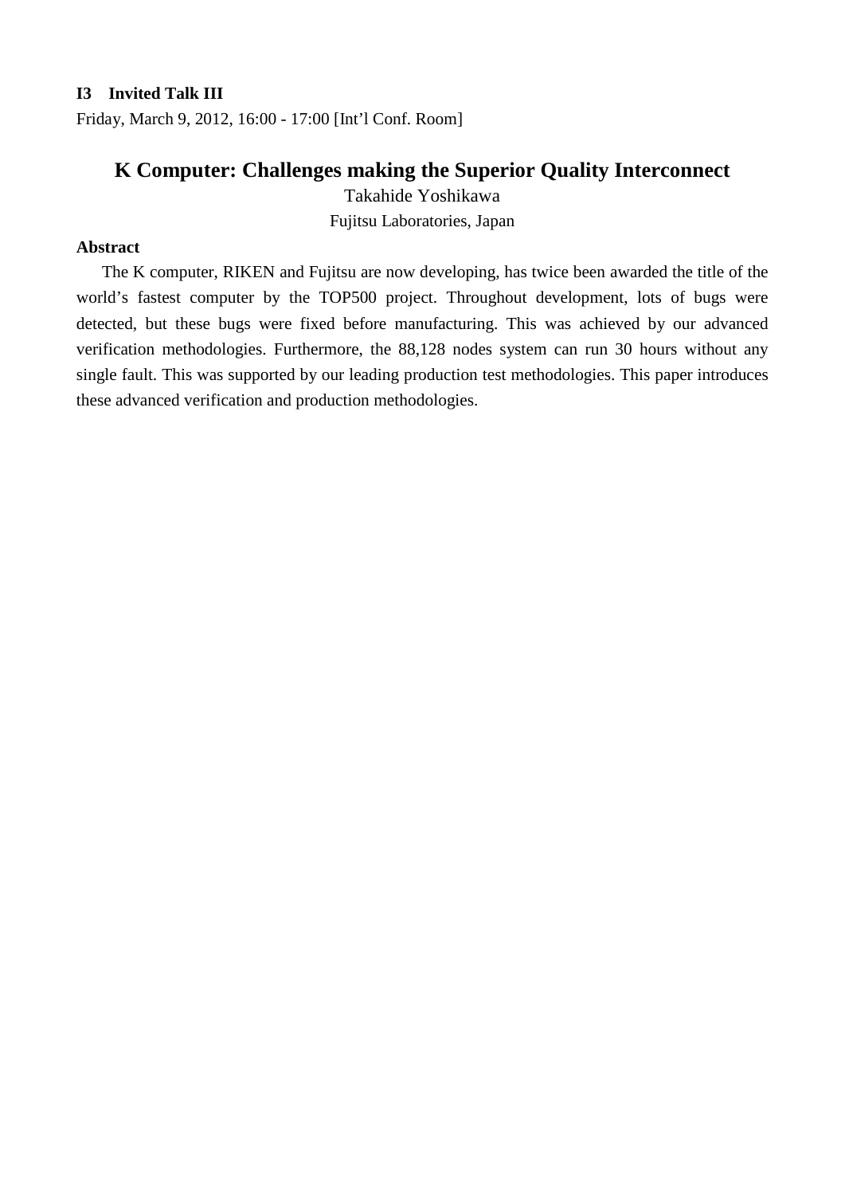**I3 Invited Talk III**

Friday, March 9, 2012, 16:00 - 17:00 [Int'l Conf. Room]

# K Computer: Challenges making the Superior Quality Interconnect

Takahide Yoshikawa

Fujitsu Laboratories, Japan

**Abstract**

The K computer, RIKEN and Fujitsu are now developing, has twice been awarded the title of the world's fastest computer by the TOP500 project. Throughout development, lots of bugs were detected, but these bugs were fixed before manufacturing. This was achieved by our advanced verification methodologies. Furthermore, the 88,128 nodes system can run 30 hours without any single fault. This was supported by our leading production test methodologies. This paper introduces these advanced verification and production methodologies.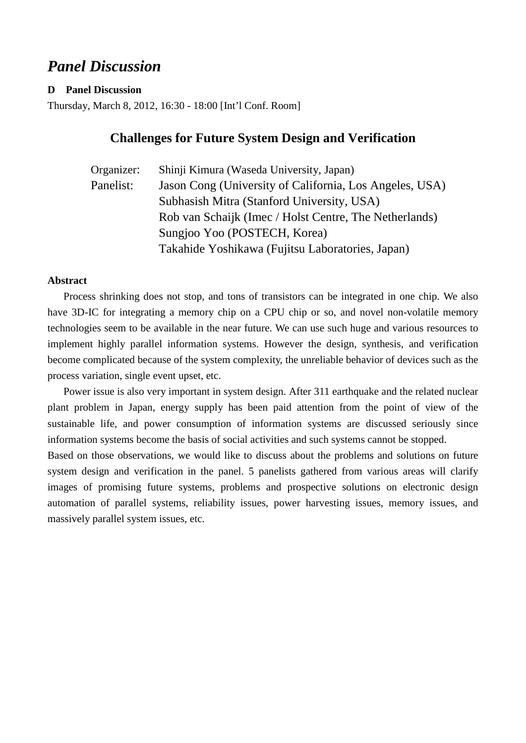# *Panel Discussion*

**D Panel Discussion**

Thursday, March 8, 2012, 16:30 - 18:00 [Int'l Conf. Room]

## Challenges for Future System Design and Verification

Organizer: Shinji Kimura (Waseda University, Japan)

Panelist: Jason Cong (University of California, Los Angeles, USA)
Subhasish Mitra (Stanford University, USA)
Rob van Schaijk (Imec / Holst Centre, The Netherlands)
Sungjoo Yoo (POSTECH, Korea)
Takahide Yoshikawa (Fujitsu Laboratories, Japan)

**Abstract**

Process shrinking does not stop, and tons of transistors can be integrated in one chip. We also have 3D-IC for integrating a memory chip on a CPU chip or so, and novel non-volatile memory technologies seem to be available in the near future. We can use such huge and various resources to implement highly parallel information systems. However the design, synthesis, and verification become complicated because of the system complexity, the unreliable behavior of devices such as the process variation, single event upset, etc.

Power issue is also very important in system design. After 311 earthquake and the related nuclear plant problem in Japan, energy supply has been paid attention from the point of view of the sustainable life, and power consumption of information systems are discussed seriously since information systems become the basis of social activities and such systems cannot be stopped.

Based on those observations, we would like to discuss about the problems and solutions on future system design and verification in the panel. 5 panelists gathered from various areas will clarify images of promising future systems, problems and prospective solutions on electronic design automation of parallel systems, reliability issues, power harvesting issues, memory issues, and massively parallel system issues, etc.